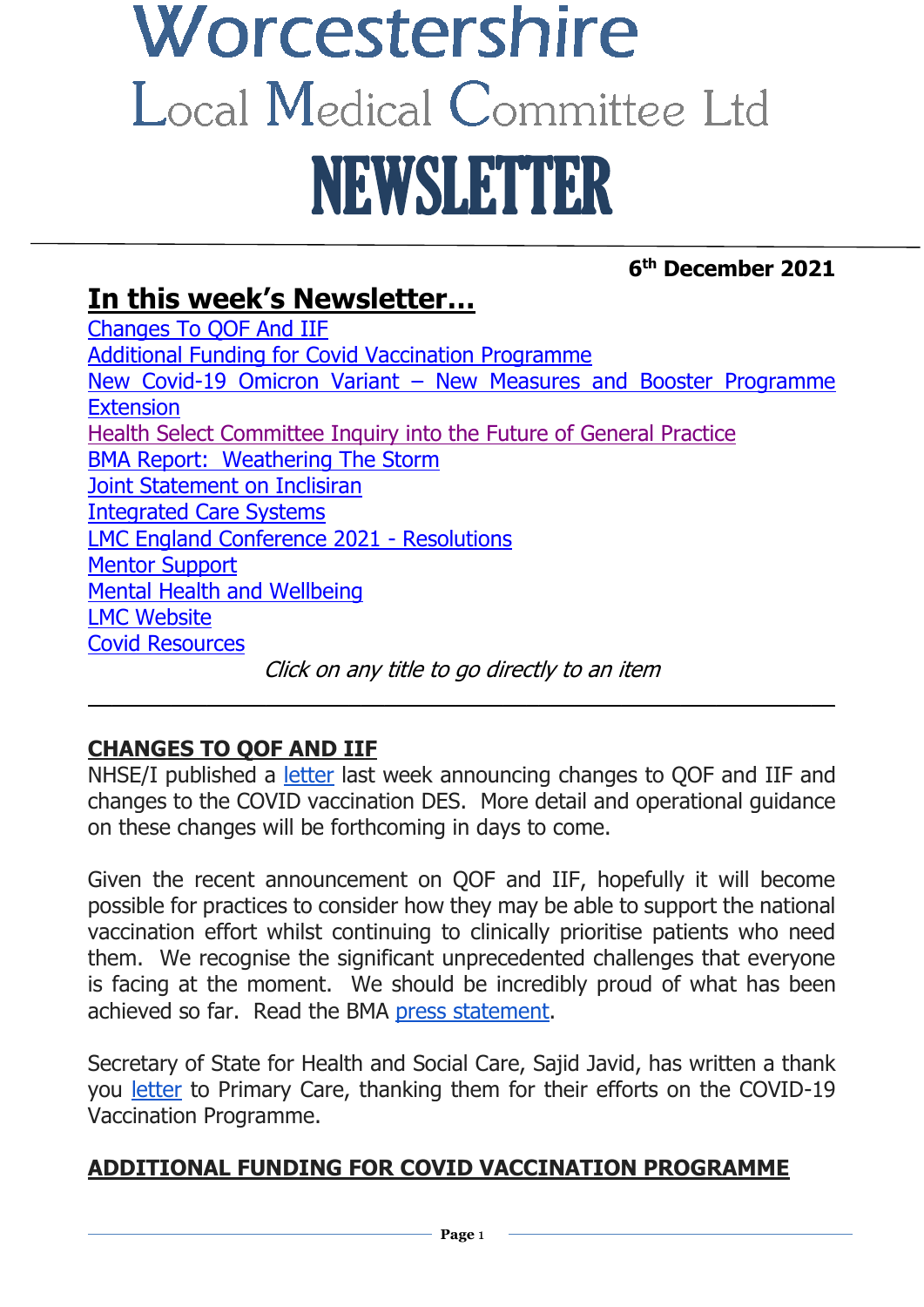# Worcestershire
## Local Medical Committee Ltd
# NEWSLETTER

**6th December 2021**

## In this week's Newsletter…

- Changes To QOF And IIF
- Additional Funding for Covid Vaccination Programme
- New Covid-19 Omicron Variant – New Measures and Booster Programme Extension
- Health Select Committee Inquiry into the Future of General Practice
- BMA Report: Weathering The Storm
- Joint Statement on Inclisiran
- Integrated Care Systems
- LMC England Conference 2021 - Resolutions
- Mentor Support
- Mental Health and Wellbeing
- LMC Website
- Covid Resources

*Click on any title to go directly to an item*

---

## CHANGES TO QOF AND IIF

NHSE/I published a letter last week announcing changes to QOF and IIF and changes to the COVID vaccination DES. More detail and operational guidance on these changes will be forthcoming in days to come.

Given the recent announcement on QOF and IIF, hopefully it will become possible for practices to consider how they may be able to support the national vaccination effort whilst continuing to clinically prioritise patients who need them. We recognise the significant unprecedented challenges that everyone is facing at the moment. We should be incredibly proud of what has been achieved so far. Read the BMA press statement.

Secretary of State for Health and Social Care, Sajid Javid, has written a thank you letter to Primary Care, thanking them for their efforts on the COVID-19 Vaccination Programme.

## ADDITIONAL FUNDING FOR COVID VACCINATION PROGRAMME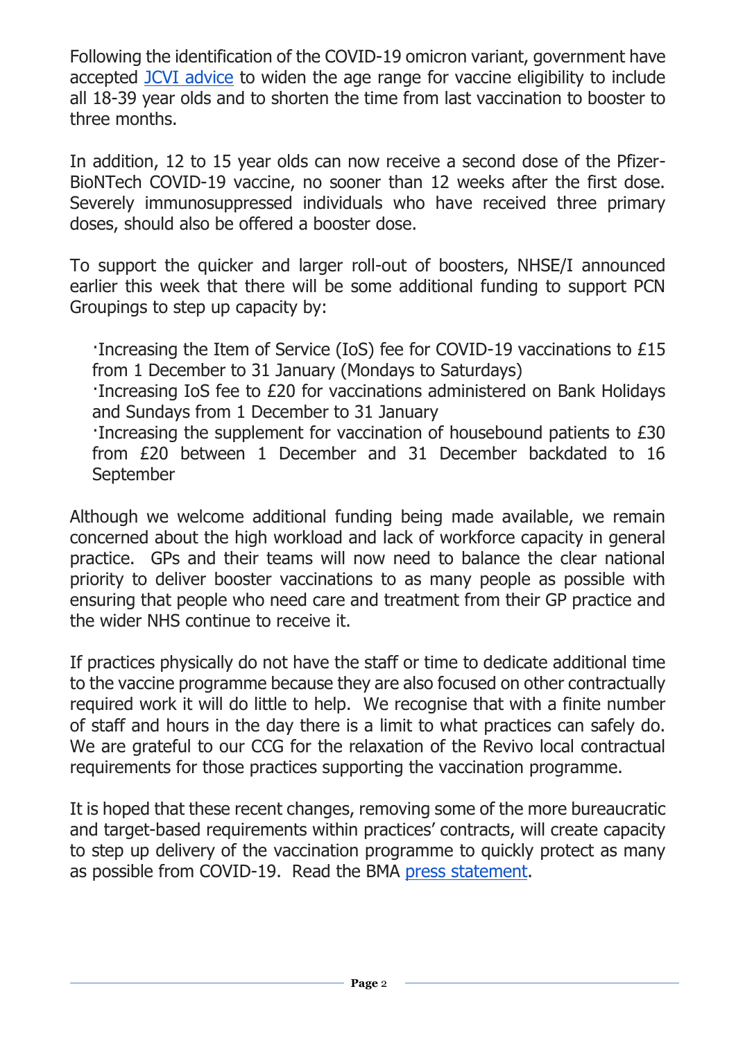Following the identification of the COVID-19 omicron variant, government have accepted [JCVI advice](#) to widen the age range for vaccine eligibility to include all 18-39 year olds and to shorten the time from last vaccination to booster to three months.

In addition, 12 to 15 year olds can now receive a second dose of the Pfizer-BioNTech COVID-19 vaccine, no sooner than 12 weeks after the first dose. Severely immunosuppressed individuals who have received three primary doses, should also be offered a booster dose.

To support the quicker and larger roll-out of boosters, NHSE/I announced earlier this week that there will be some additional funding to support PCN Groupings to step up capacity by:

- Increasing the Item of Service (IoS) fee for COVID-19 vaccinations to £15 from 1 December to 31 January (Mondays to Saturdays)
- Increasing IoS fee to £20 for vaccinations administered on Bank Holidays and Sundays from 1 December to 31 January
- Increasing the supplement for vaccination of housebound patients to £30 from £20 between 1 December and 31 December backdated to 16 September

Although we welcome additional funding being made available, we remain concerned about the high workload and lack of workforce capacity in general practice. GPs and their teams will now need to balance the clear national priority to deliver booster vaccinations to as many people as possible with ensuring that people who need care and treatment from their GP practice and the wider NHS continue to receive it.

If practices physically do not have the staff or time to dedicate additional time to the vaccine programme because they are also focused on other contractually required work it will do little to help. We recognise that with a finite number of staff and hours in the day there is a limit to what practices can safely do. We are grateful to our CCG for the relaxation of the Revivo local contractual requirements for those practices supporting the vaccination programme.

It is hoped that these recent changes, removing some of the more bureaucratic and target-based requirements within practices' contracts, will create capacity to step up delivery of the vaccination programme to quickly protect as many as possible from COVID-19. Read the BMA [press statement](#).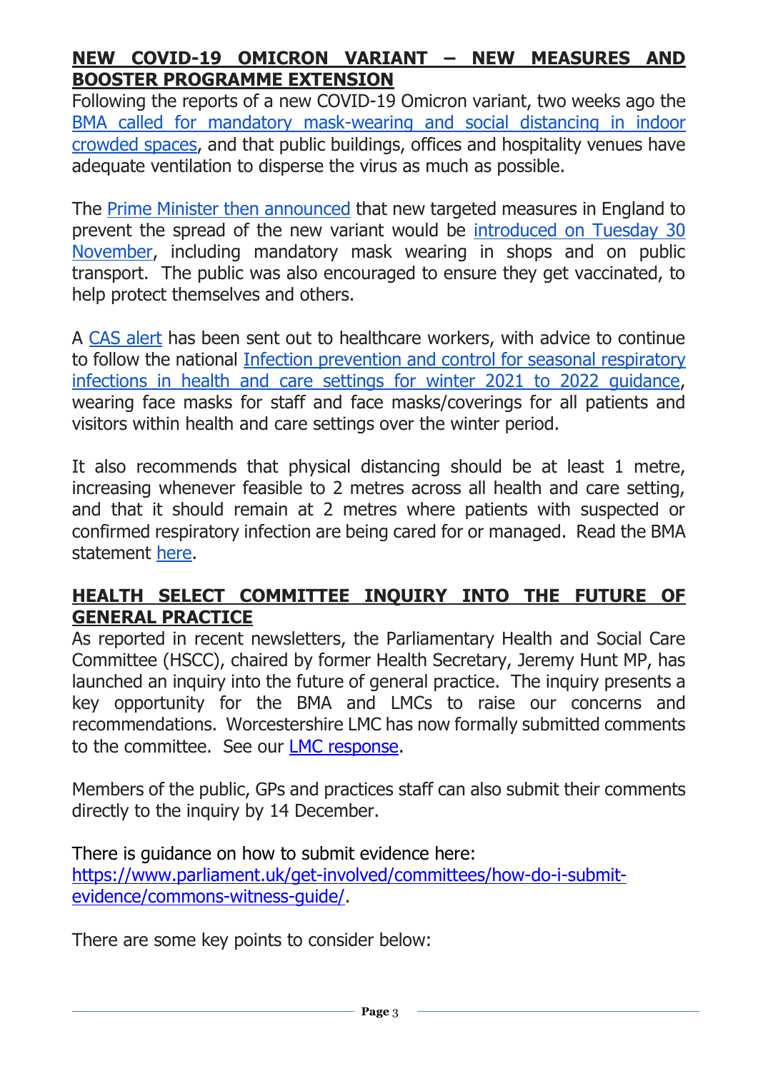## NEW COVID-19 OMICRON VARIANT – NEW MEASURES AND BOOSTER PROGRAMME EXTENSION

Following the reports of a new COVID-19 Omicron variant, two weeks ago the BMA called for mandatory mask-wearing and social distancing in indoor crowded spaces, and that public buildings, offices and hospitality venues have adequate ventilation to disperse the virus as much as possible.

The Prime Minister then announced that new targeted measures in England to prevent the spread of the new variant would be introduced on Tuesday 30 November, including mandatory mask wearing in shops and on public transport. The public was also encouraged to ensure they get vaccinated, to help protect themselves and others.

A CAS alert has been sent out to healthcare workers, with advice to continue to follow the national Infection prevention and control for seasonal respiratory infections in health and care settings for winter 2021 to 2022 guidance, wearing face masks for staff and face masks/coverings for all patients and visitors within health and care settings over the winter period.

It also recommends that physical distancing should be at least 1 metre, increasing whenever feasible to 2 metres across all health and care setting, and that it should remain at 2 metres where patients with suspected or confirmed respiratory infection are being cared for or managed. Read the BMA statement here.

## HEALTH SELECT COMMITTEE INQUIRY INTO THE FUTURE OF GENERAL PRACTICE

As reported in recent newsletters, the Parliamentary Health and Social Care Committee (HSCC), chaired by former Health Secretary, Jeremy Hunt MP, has launched an inquiry into the future of general practice. The inquiry presents a key opportunity for the BMA and LMCs to raise our concerns and recommendations. Worcestershire LMC has now formally submitted comments to the committee. See our LMC response.

Members of the public, GPs and practices staff can also submit their comments directly to the inquiry by 14 December.

There is guidance on how to submit evidence here:
https://www.parliament.uk/get-involved/committees/how-do-i-submit-evidence/commons-witness-guide/.

There are some key points to consider below: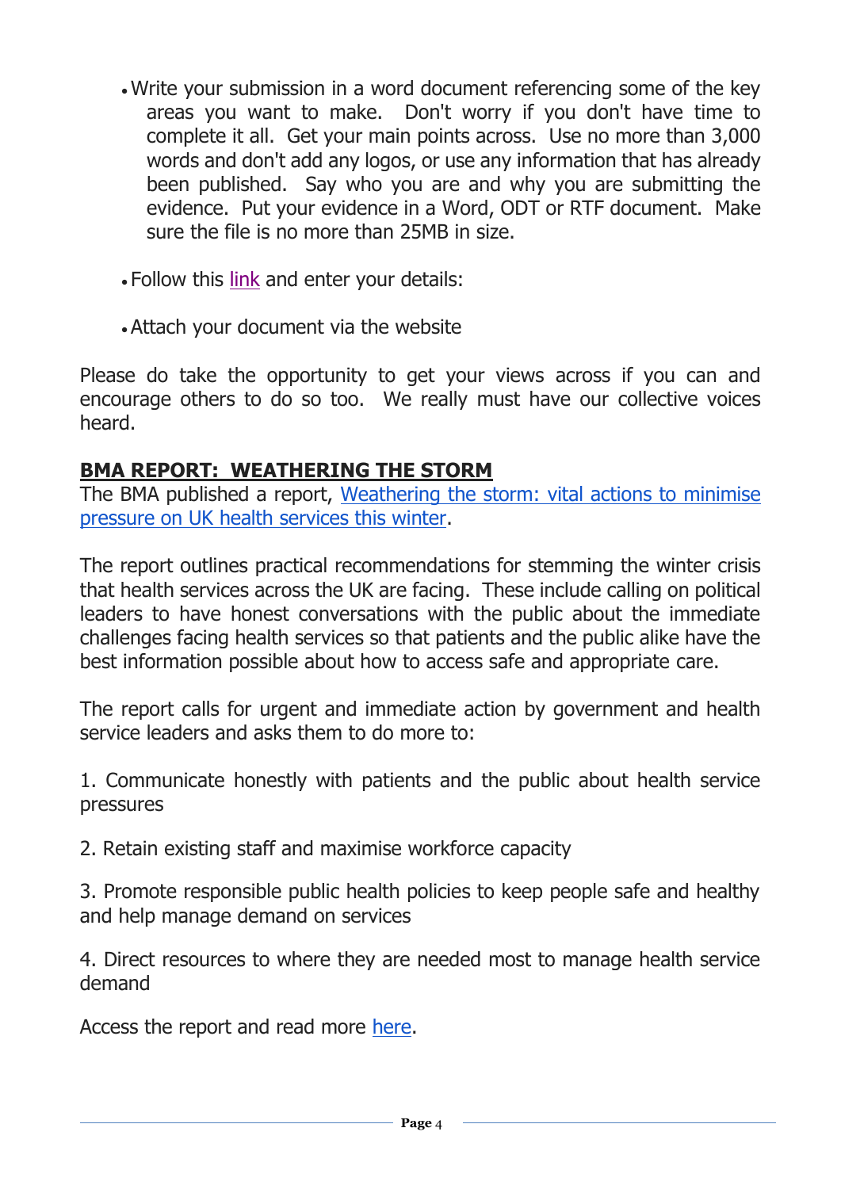- Write your submission in a word document referencing some of the key areas you want to make. Don't worry if you don't have time to complete it all. Get your main points across. Use no more than 3,000 words and don't add any logos, or use any information that has already been published. Say who you are and why you are submitting the evidence. Put your evidence in a Word, ODT or RTF document. Make sure the file is no more than 25MB in size.

- Follow this link and enter your details:

- Attach your document via the website

Please do take the opportunity to get your views across if you can and encourage others to do so too. We really must have our collective voices heard.

## BMA REPORT: WEATHERING THE STORM

The BMA published a report, Weathering the storm: vital actions to minimise pressure on UK health services this winter.

The report outlines practical recommendations for stemming the winter crisis that health services across the UK are facing. These include calling on political leaders to have honest conversations with the public about the immediate challenges facing health services so that patients and the public alike have the best information possible about how to access safe and appropriate care.

The report calls for urgent and immediate action by government and health service leaders and asks them to do more to:

1. Communicate honestly with patients and the public about health service pressures

2. Retain existing staff and maximise workforce capacity

3. Promote responsible public health policies to keep people safe and healthy and help manage demand on services

4. Direct resources to where they are needed most to manage health service demand

Access the report and read more here.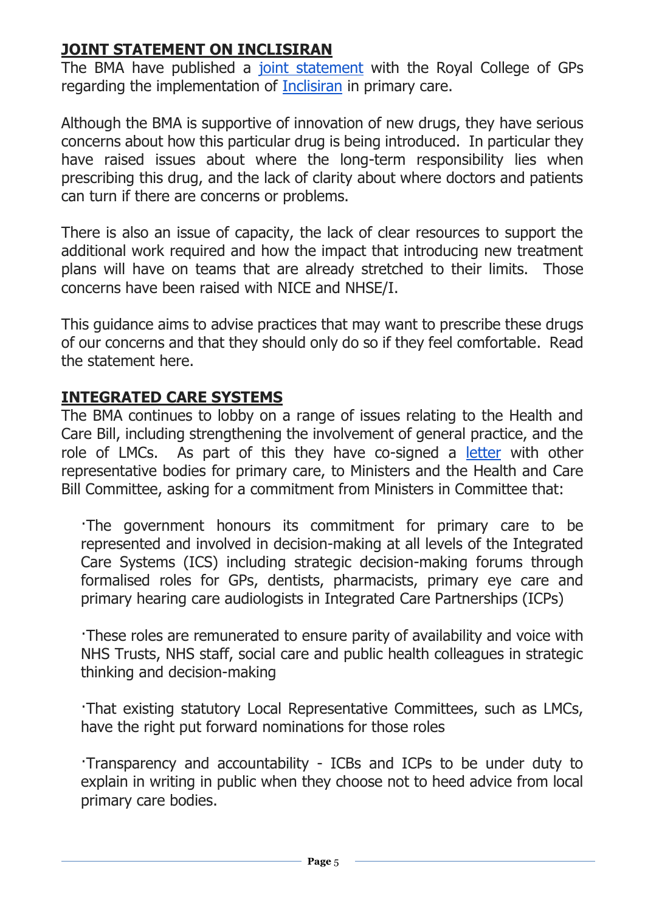## JOINT STATEMENT ON INCLISIRAN

The BMA have published a joint statement with the Royal College of GPs regarding the implementation of Inclisiran in primary care.

Although the BMA is supportive of innovation of new drugs, they have serious concerns about how this particular drug is being introduced. In particular they have raised issues about where the long-term responsibility lies when prescribing this drug, and the lack of clarity about where doctors and patients can turn if there are concerns or problems.

There is also an issue of capacity, the lack of clear resources to support the additional work required and how the impact that introducing new treatment plans will have on teams that are already stretched to their limits. Those concerns have been raised with NICE and NHSE/I.

This guidance aims to advise practices that may want to prescribe these drugs of our concerns and that they should only do so if they feel comfortable. Read the statement here.

## INTEGRATED CARE SYSTEMS

The BMA continues to lobby on a range of issues relating to the Health and Care Bill, including strengthening the involvement of general practice, and the role of LMCs. As part of this they have co-signed a letter with other representative bodies for primary care, to Ministers and the Health and Care Bill Committee, asking for a commitment from Ministers in Committee that:

- The government honours its commitment for primary care to be represented and involved in decision-making at all levels of the Integrated Care Systems (ICS) including strategic decision-making forums through formalised roles for GPs, dentists, pharmacists, primary eye care and primary hearing care audiologists in Integrated Care Partnerships (ICPs)
- These roles are remunerated to ensure parity of availability and voice with NHS Trusts, NHS staff, social care and public health colleagues in strategic thinking and decision-making
- That existing statutory Local Representative Committees, such as LMCs, have the right put forward nominations for those roles
- Transparency and accountability - ICBs and ICPs to be under duty to explain in writing in public when they choose not to heed advice from local primary care bodies.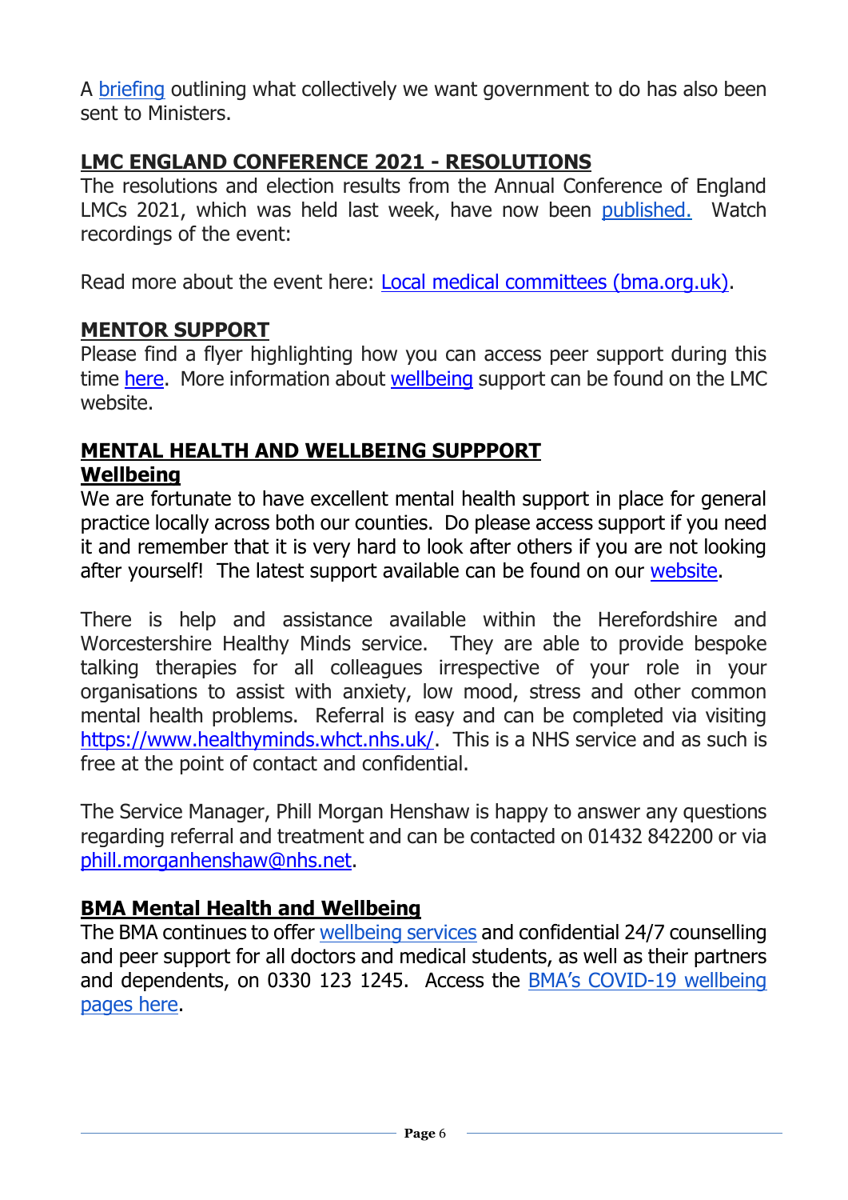A [briefing](#) outlining what collectively we want government to do has also been sent to Ministers.

## LMC ENGLAND CONFERENCE 2021 - RESOLUTIONS

The resolutions and election results from the Annual Conference of England LMCs 2021, which was held last week, have now been [published.](#) Watch recordings of the event:

Read more about the event here: [Local medical committees (bma.org.uk)](#).

## MENTOR SUPPORT

Please find a flyer highlighting how you can access peer support during this time [here](#). More information about [wellbeing](#) support can be found on the LMC website.

## MENTAL HEALTH AND WELLBEING SUPPPORT

### Wellbeing

We are fortunate to have excellent mental health support in place for general practice locally across both our counties. Do please access support if you need it and remember that it is very hard to look after others if you are not looking after yourself! The latest support available can be found on our [website](#).

There is help and assistance available within the Herefordshire and Worcestershire Healthy Minds service. They are able to provide bespoke talking therapies for all colleagues irrespective of your role in your organisations to assist with anxiety, low mood, stress and other common mental health problems. Referral is easy and can be completed via visiting https://www.healthyminds.whct.nhs.uk/. This is a NHS service and as such is free at the point of contact and confidential.

The Service Manager, Phill Morgan Henshaw is happy to answer any questions regarding referral and treatment and can be contacted on 01432 842200 or via phill.morganhenshaw@nhs.net.

## BMA Mental Health and Wellbeing

The BMA continues to offer [wellbeing services](#) and confidential 24/7 counselling and peer support for all doctors and medical students, as well as their partners and dependents, on 0330 123 1245. Access the [BMA's COVID-19 wellbeing pages here](#).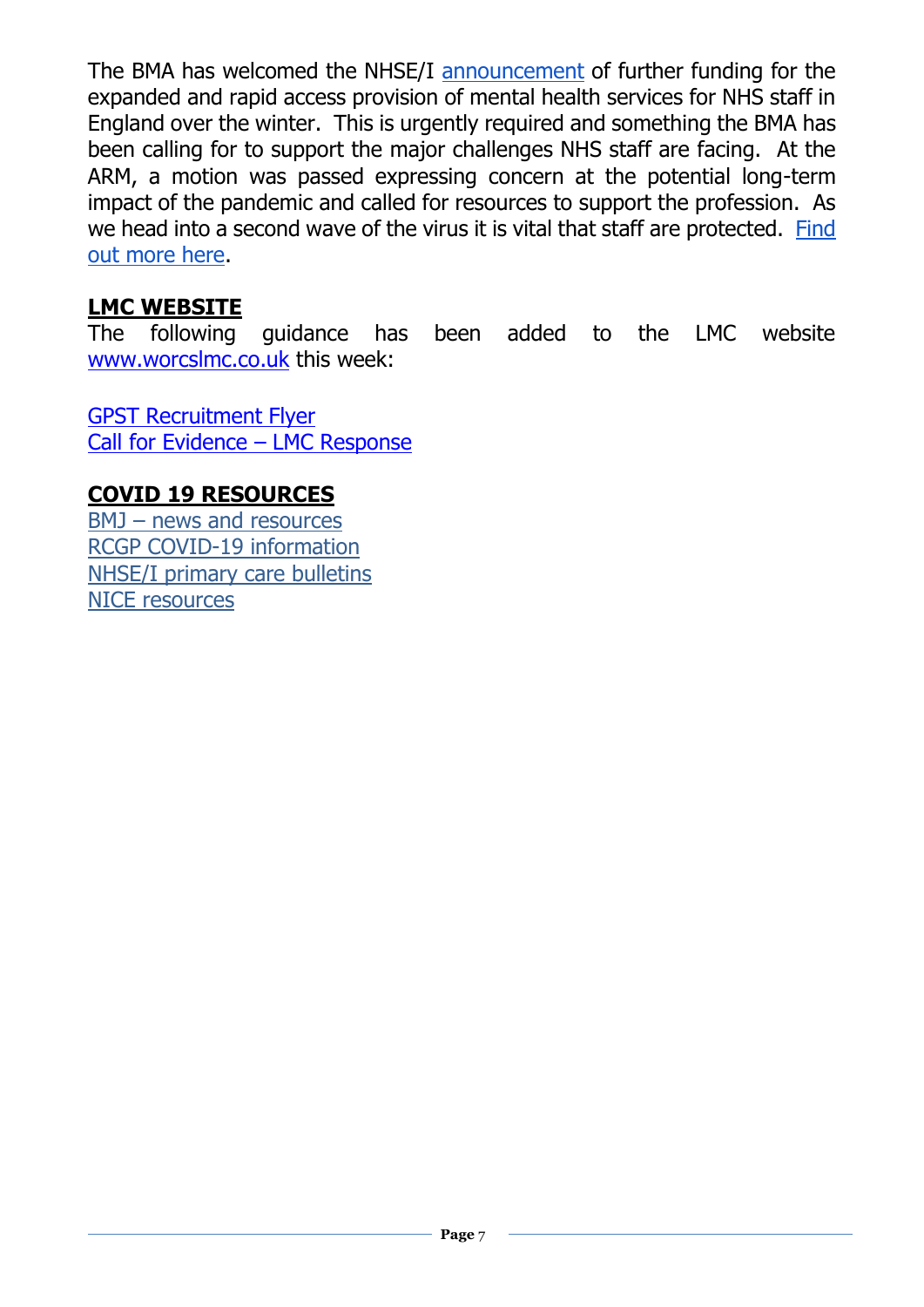The BMA has welcomed the NHSE/I announcement of further funding for the expanded and rapid access provision of mental health services for NHS staff in England over the winter. This is urgently required and something the BMA has been calling for to support the major challenges NHS staff are facing. At the ARM, a motion was passed expressing concern at the potential long-term impact of the pandemic and called for resources to support the profession. As we head into a second wave of the virus it is vital that staff are protected. Find out more here.

## LMC WEBSITE

The following guidance has been added to the LMC website www.worcslmc.co.uk this week:

GPST Recruitment Flyer
Call for Evidence – LMC Response

## COVID 19 RESOURCES

BMJ – news and resources
RCGP COVID-19 information
NHSE/I primary care bulletins
NICE resources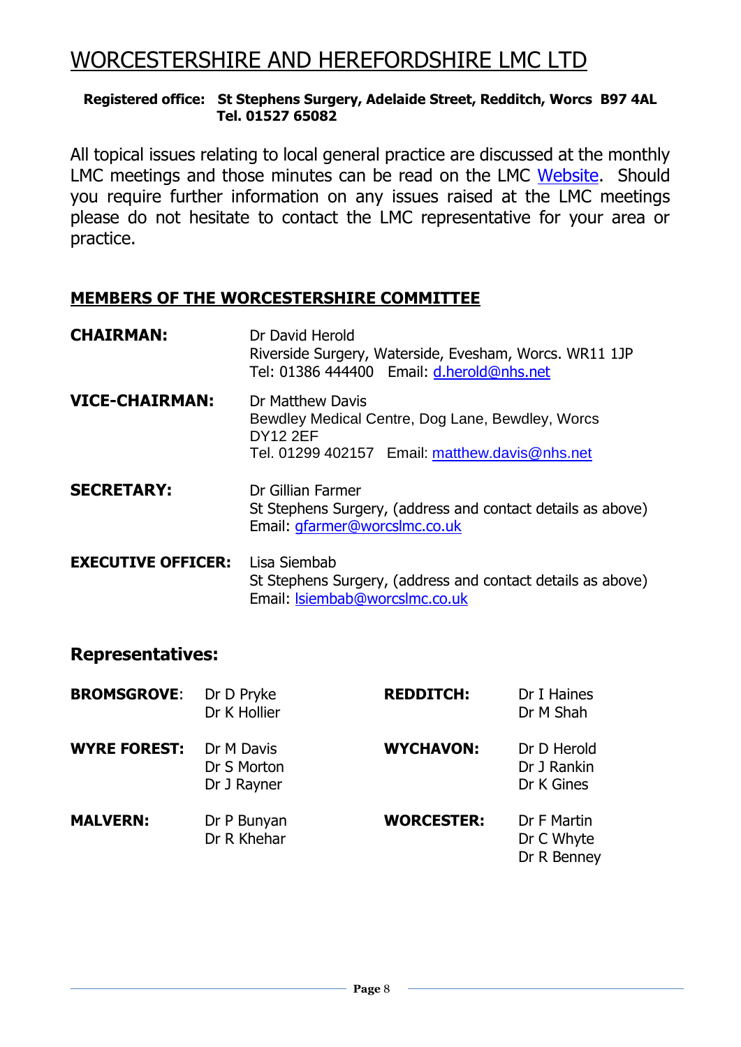# WORCESTERSHIRE AND HEREFORDSHIRE LMC LTD

**Registered office: St Stephens Surgery, Adelaide Street, Redditch, Worcs B97 4AL**
**Tel. 01527 65082**

All topical issues relating to local general practice are discussed at the monthly LMC meetings and those minutes can be read on the LMC Website. Should you require further information on any issues raised at the LMC meetings please do not hesitate to contact the LMC representative for your area or practice.

## MEMBERS OF THE WORCESTERSHIRE COMMITTEE

**CHAIRMAN:**
Dr David Herold
Riverside Surgery, Waterside, Evesham, Worcs. WR11 1JP
Tel: 01386 444400 Email: d.herold@nhs.net

**VICE-CHAIRMAN:**
Dr Matthew Davis
Bewdley Medical Centre, Dog Lane, Bewdley, Worcs DY12 2EF
Tel. 01299 402157 Email: matthew.davis@nhs.net

**SECRETARY:**
Dr Gillian Farmer
St Stephens Surgery, (address and contact details as above)
Email: gfarmer@worcslmc.co.uk

**EXECUTIVE OFFICER:**
Lisa Siembab
St Stephens Surgery, (address and contact details as above)
Email: lsiembab@worcslmc.co.uk

### Representatives:

**BROMSGROVE:** Dr D Pryke, Dr K Hollier

**REDDITCH:** Dr I Haines, Dr M Shah

**WYRE FOREST:** Dr M Davis, Dr S Morton, Dr J Rayner

**WYCHAVON:** Dr D Herold, Dr J Rankin, Dr K Gines

**MALVERN:** Dr P Bunyan, Dr R Khehar

**WORCESTER:** Dr F Martin, Dr C Whyte, Dr R Benney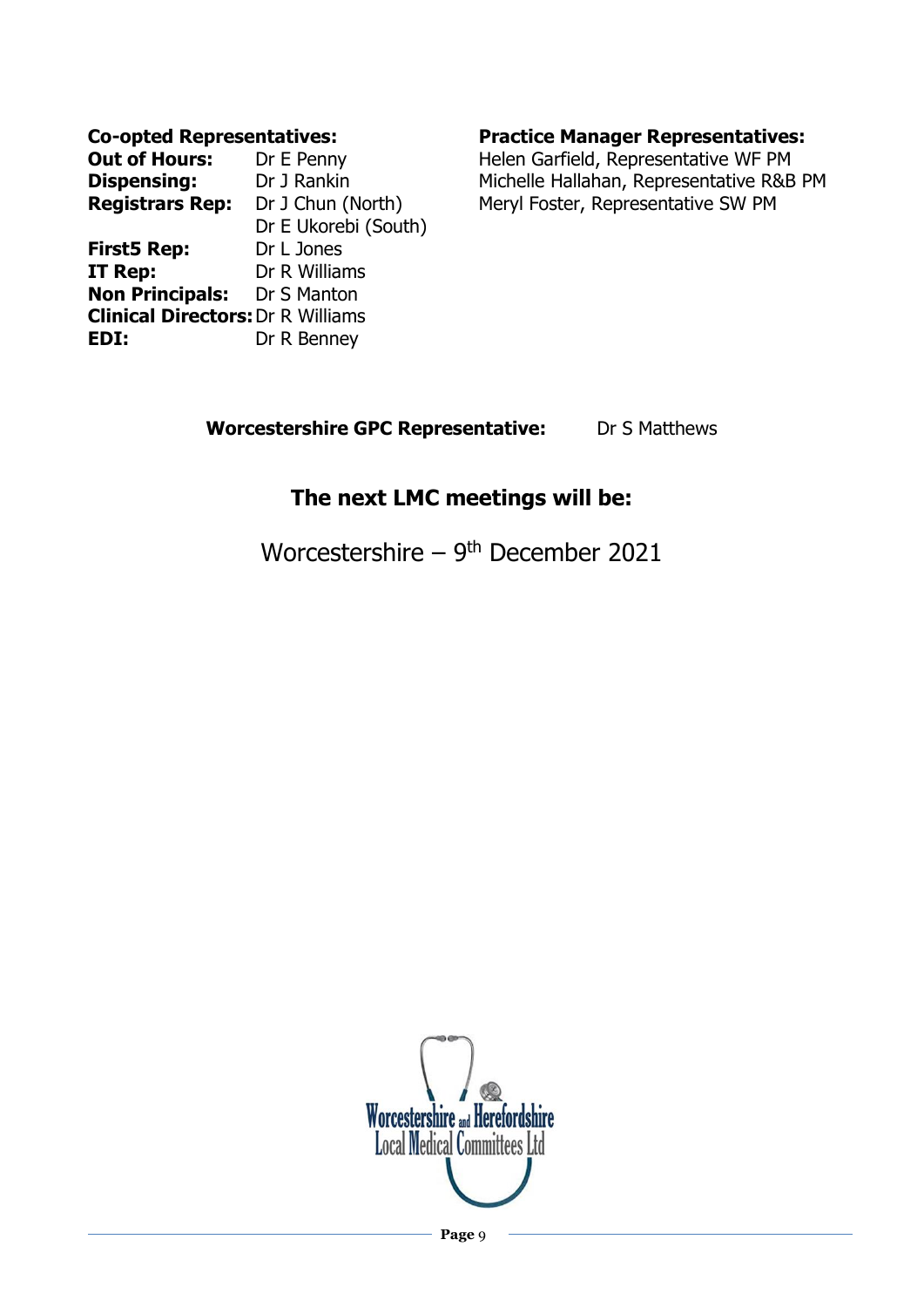**Co-opted Representatives:**

**Out of Hours:** Dr E Penny
**Dispensing:** Dr J Rankin
**Registrars Rep:** Dr J Chun (North)
Dr E Ukorebi (South)
**First5 Rep:** Dr L Jones
**IT Rep:** Dr R Williams
**Non Principals:** Dr S Manton
**Clinical Directors:** Dr R Williams
**EDI:** Dr R Benney

**Practice Manager Representatives:**

Helen Garfield, Representative WF PM
Michelle Hallahan, Representative R&B PM
Meryl Foster, Representative SW PM

**Worcestershire GPC Representative:** Dr S Matthews

## The next LMC meetings will be:

Worcestershire – 9th December 2021

Worcestershire and Herefordshire Local Medical Committees Ltd